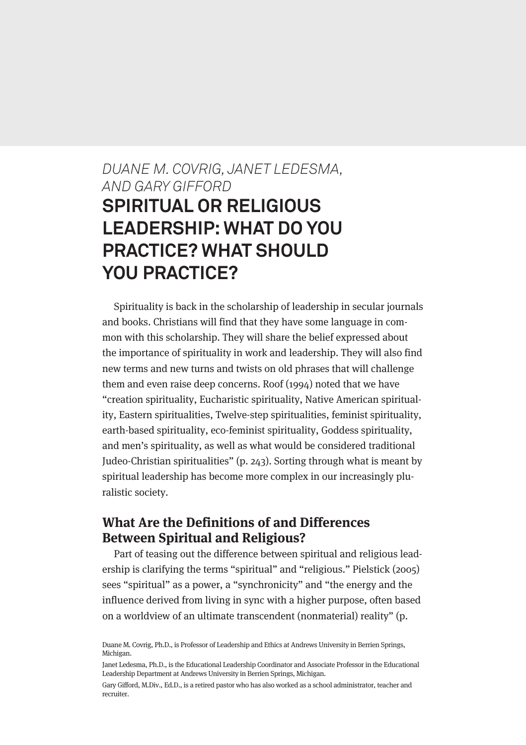*DUANE M. COVRIG, JANET LEDESMA, AND GARY GIFFORD*

# SPIRITUAL OR RELIGIOUS LEADERSHIP: WHAT DO YOU PRACTICE? WHAT SHOULD YOU PRACTICE?

Spirituality is back in the scholarship of leadership in secular journals and books. Christians will find that they have some language in common with this scholarship. They will share the belief expressed about the importance of spirituality in work and leadership. They will also find new terms and new turns and twists on old phrases that will challenge them and even raise deep concerns. Roof (1994) noted that we have "creation spirituality, Eucharistic spirituality, Native American spirituality, Eastern spiritualities, Twelve-step spiritualities, feminist spirituality, earth-based spirituality, eco-feminist spirituality, Goddess spirituality, and men's spirituality, as well as what would be considered traditional Judeo-Christian spiritualities" (p. 243). Sorting through what is meant by spiritual leadership has become more complex in our increasingly pluralistic society.

## What Are the Definitions of and Differences Between Spiritual and Religious?

Part of teasing out the difference between spiritual and religious leadership is clarifying the terms "spiritual" and "religious." Pielstick (2005) sees "spiritual" as a power, a "synchronicity" and "the energy and the influence derived from living in sync with a higher purpose, often based on a worldview of an ultimate transcendent (nonmaterial) reality" (p.

Duane M. Covrig, Ph.D., is Professor of Leadership and Ethics at Andrews University in Berrien Springs, Michigan.

Janet Ledesma, Ph.D., is the Educational Leadership Coordinator and Associate Professor in the Educational Leadership Department at Andrews University in Berrien Springs, Michigan.

Gary Gifford, M.Div., Ed.D., is a retired pastor who has also worked as a school administrator, teacher and recruiter.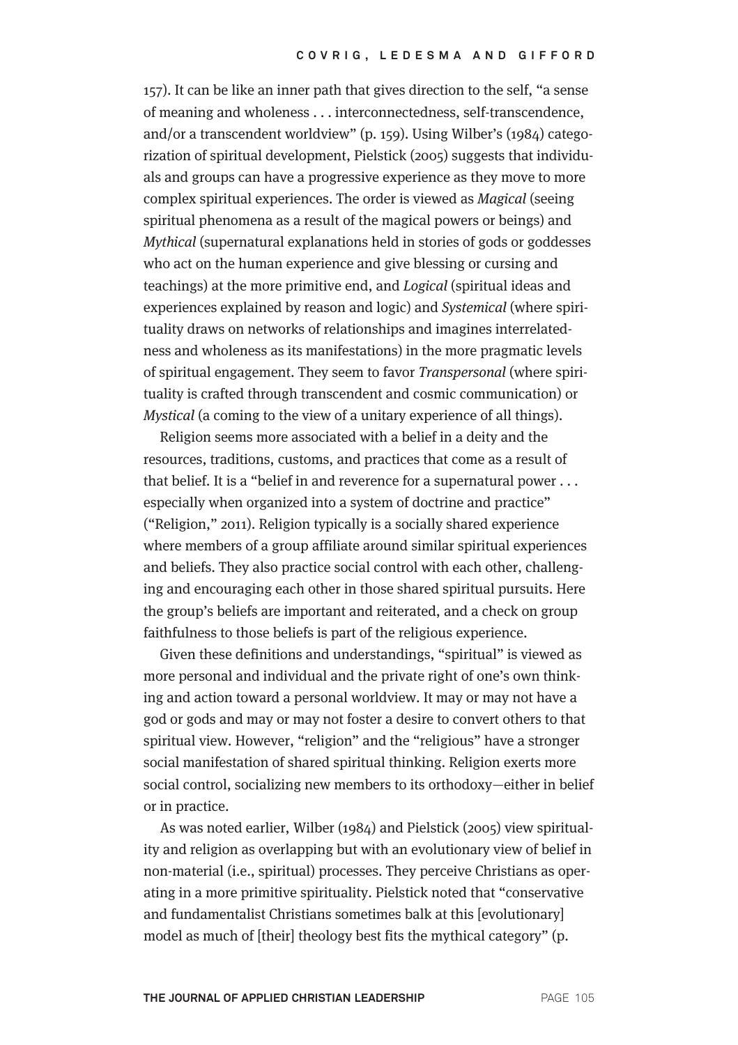157). It can be like an inner path that gives direction to the self, "a sense of meaning and wholeness . . . interconnectedness, self-transcendence, and/or a transcendent worldview" (p. 159). Using Wilber's (1984) categorization of spiritual development, Pielstick (2005) suggests that individuals and groups can have a progressive experience as they move to more complex spiritual experiences. The order is viewed as *Magical* (seeing spiritual phenomena as a result of the magical powers or beings) and *Mythical* (supernatural explanations held in stories of gods or goddesses who act on the human experience and give blessing or cursing and teachings) at the more primitive end, and *Logical* (spiritual ideas and experiences explained by reason and logic) and *Systemical* (where spirituality draws on networks of relationships and imagines interrelatedness and wholeness as its manifestations) in the more pragmatic levels of spiritual engagement. They seem to favor *Transpersonal* (where spirituality is crafted through transcendent and cosmic communication) or *Mystical* (a coming to the view of a unitary experience of all things).

Religion seems more associated with a belief in a deity and the resources, traditions, customs, and practices that come as a result of that belief. It is a "belief in and reverence for a supernatural power . . . especially when organized into a system of doctrine and practice" ("Religion," 2011). Religion typically is a socially shared experience where members of a group affiliate around similar spiritual experiences and beliefs. They also practice social control with each other, challenging and encouraging each other in those shared spiritual pursuits. Here the group's beliefs are important and reiterated, and a check on group faithfulness to those beliefs is part of the religious experience.

Given these definitions and understandings, "spiritual" is viewed as more personal and individual and the private right of one's own thinking and action toward a personal worldview. It may or may not have a god or gods and may or may not foster a desire to convert others to that spiritual view. However, "religion" and the "religious" have a stronger social manifestation of shared spiritual thinking. Religion exerts more social control, socializing new members to its orthodoxy—either in belief or in practice.

As was noted earlier, Wilber (1984) and Pielstick (2005) view spirituality and religion as overlapping but with an evolutionary view of belief in non-material (i.e., spiritual) processes. They perceive Christians as operating in a more primitive spirituality. Pielstick noted that "conservative and fundamentalist Christians sometimes balk at this [evolutionary] model as much of [their] theology best fits the mythical category" (p.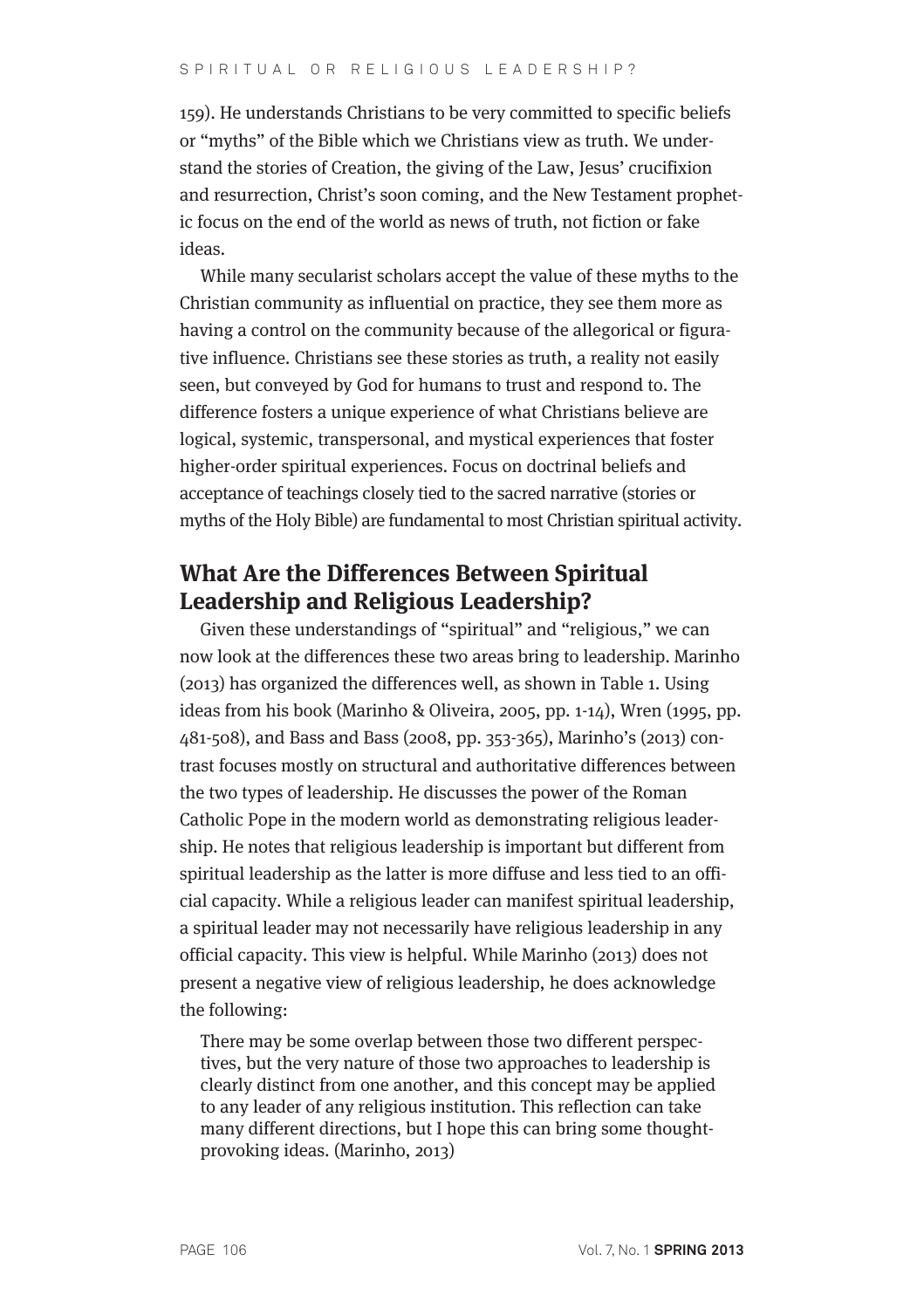159). He understands Christians to be very committed to specific beliefs or "myths" of the Bible which we Christians view as truth. We understand the stories of Creation, the giving of the Law, Jesus' crucifixion and resurrection, Christ's soon coming, and the New Testament prophetic focus on the end of the world as news of truth, not fiction or fake ideas.

While many secularist scholars accept the value of these myths to the Christian community as influential on practice, they see them more as having a control on the community because of the allegorical or figurative influence. Christians see these stories as truth, a reality not easily seen, but conveyed by God for humans to trust and respond to. The difference fosters a unique experience of what Christians believe are logical, systemic, transpersonal, and mystical experiences that foster higher-order spiritual experiences. Focus on doctrinal beliefs and acceptance of teachings closely tied to the sacred narrative (stories or myths of the Holy Bible) are fundamental to most Christian spiritual activity.

## What Are the Differences Between Spiritual Leadership and Religious Leadership?

Given these understandings of "spiritual" and "religious," we can now look at the differences these two areas bring to leadership. Marinho (2013) has organized the differences well, as shown in Table 1. Using ideas from his book (Marinho & Oliveira, 2005, pp. 1-14), Wren (1995, pp. 481-508), and Bass and Bass (2008, pp. 353-365), Marinho's (2013) contrast focuses mostly on structural and authoritative differences between the two types of leadership. He discusses the power of the Roman Catholic Pope in the modern world as demonstrating religious leadership. He notes that religious leadership is important but different from spiritual leadership as the latter is more diffuse and less tied to an official capacity. While a religious leader can manifest spiritual leadership, a spiritual leader may not necessarily have religious leadership in any official capacity. This view is helpful. While Marinho (2013) does not present a negative view of religious leadership, he does acknowledge the following:

> There may be some overlap between those two different perspectives, but the very nature of those two approaches to leadership is clearly distinct from one another, and this concept may be applied to any leader of any religious institution. This reflection can take many different directions, but I hope this can bring some thought-provoking ideas. (Marinho, 2013)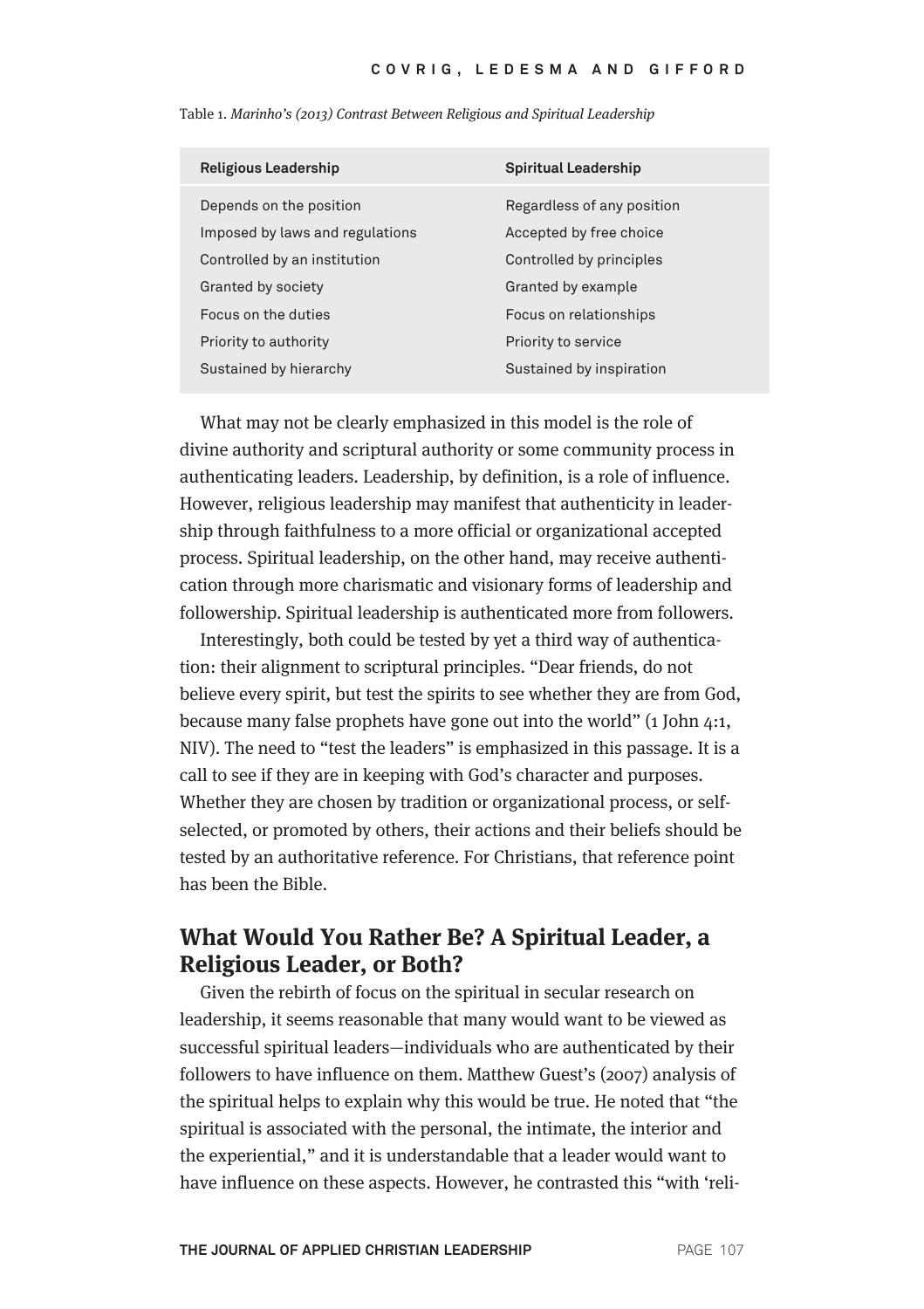Table 1. *Marinho's (2013) Contrast Between Religious and Spiritual Leadership*

| Religious Leadership | Spiritual Leadership |
|---|---|
| Depends on the position | Regardless of any position |
| Imposed by laws and regulations | Accepted by free choice |
| Controlled by an institution | Controlled by principles |
| Granted by society | Granted by example |
| Focus on the duties | Focus on relationships |
| Priority to authority | Priority to service |
| Sustained by hierarchy | Sustained by inspiration |

What may not be clearly emphasized in this model is the role of divine authority and scriptural authority or some community process in authenticating leaders. Leadership, by definition, is a role of influence. However, religious leadership may manifest that authenticity in leadership through faithfulness to a more official or organizational accepted process. Spiritual leadership, on the other hand, may receive authentication through more charismatic and visionary forms of leadership and followership. Spiritual leadership is authenticated more from followers.

Interestingly, both could be tested by yet a third way of authentication: their alignment to scriptural principles. "Dear friends, do not believe every spirit, but test the spirits to see whether they are from God, because many false prophets have gone out into the world" (1 John 4:1, NIV). The need to "test the leaders" is emphasized in this passage. It is a call to see if they are in keeping with God's character and purposes. Whether they are chosen by tradition or organizational process, or self-selected, or promoted by others, their actions and their beliefs should be tested by an authoritative reference. For Christians, that reference point has been the Bible.

## What Would You Rather Be? A Spiritual Leader, a Religious Leader, or Both?

Given the rebirth of focus on the spiritual in secular research on leadership, it seems reasonable that many would want to be viewed as successful spiritual leaders—individuals who are authenticated by their followers to have influence on them. Matthew Guest's (2007) analysis of the spiritual helps to explain why this would be true. He noted that "the spiritual is associated with the personal, the intimate, the interior and the experiential," and it is understandable that a leader would want to have influence on these aspects. However, he contrasted this "with 'reli-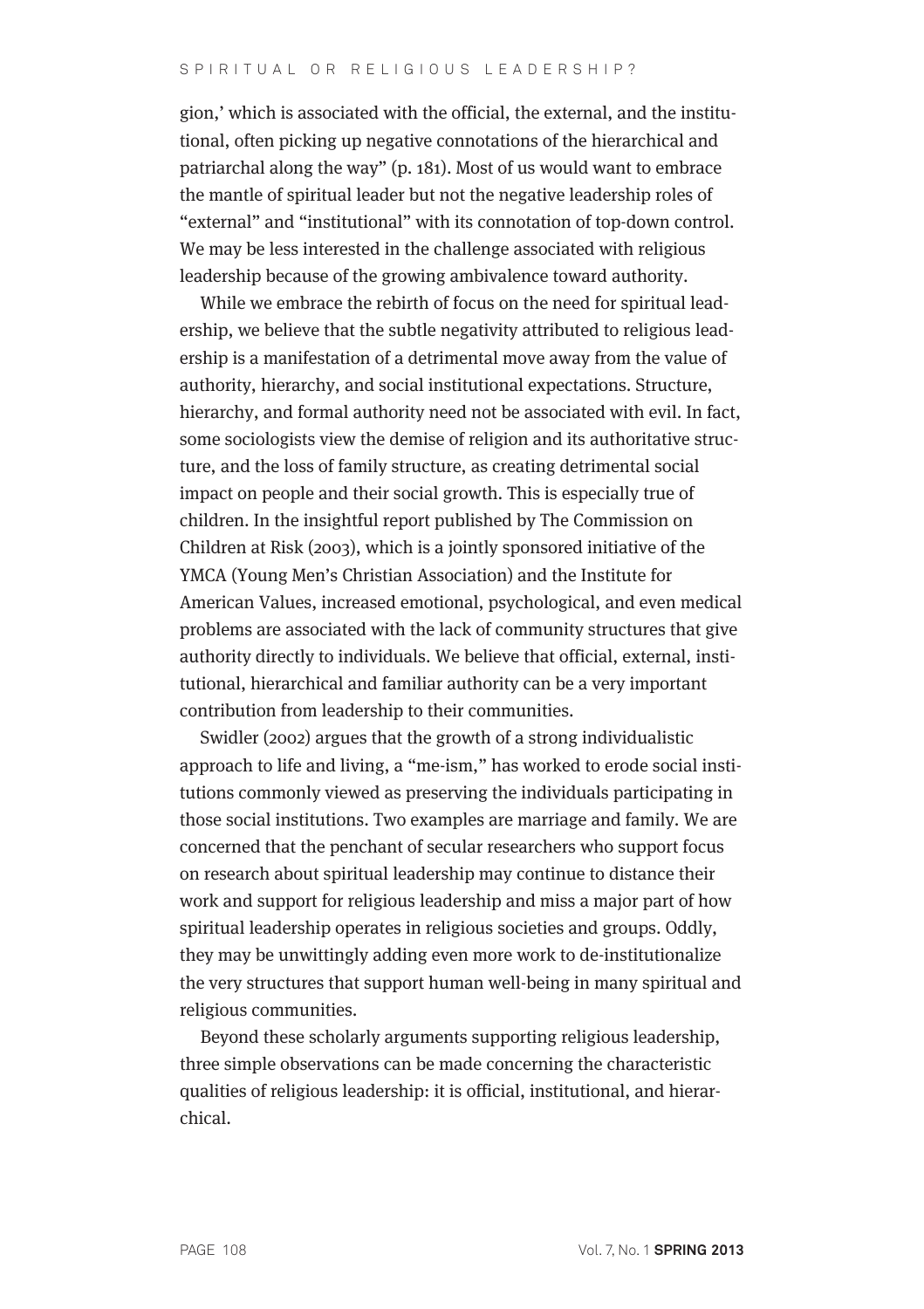gion,' which is associated with the official, the external, and the institutional, often picking up negative connotations of the hierarchical and patriarchal along the way" (p. 181). Most of us would want to embrace the mantle of spiritual leader but not the negative leadership roles of "external" and "institutional" with its connotation of top-down control. We may be less interested in the challenge associated with religious leadership because of the growing ambivalence toward authority.

While we embrace the rebirth of focus on the need for spiritual leadership, we believe that the subtle negativity attributed to religious leadership is a manifestation of a detrimental move away from the value of authority, hierarchy, and social institutional expectations. Structure, hierarchy, and formal authority need not be associated with evil. In fact, some sociologists view the demise of religion and its authoritative structure, and the loss of family structure, as creating detrimental social impact on people and their social growth. This is especially true of children. In the insightful report published by The Commission on Children at Risk (2003), which is a jointly sponsored initiative of the YMCA (Young Men's Christian Association) and the Institute for American Values, increased emotional, psychological, and even medical problems are associated with the lack of community structures that give authority directly to individuals. We believe that official, external, institutional, hierarchical and familiar authority can be a very important contribution from leadership to their communities.

Swidler (2002) argues that the growth of a strong individualistic approach to life and living, a "me-ism," has worked to erode social institutions commonly viewed as preserving the individuals participating in those social institutions. Two examples are marriage and family. We are concerned that the penchant of secular researchers who support focus on research about spiritual leadership may continue to distance their work and support for religious leadership and miss a major part of how spiritual leadership operates in religious societies and groups. Oddly, they may be unwittingly adding even more work to de-institutionalize the very structures that support human well-being in many spiritual and religious communities.

Beyond these scholarly arguments supporting religious leadership, three simple observations can be made concerning the characteristic qualities of religious leadership: it is official, institutional, and hierarchical.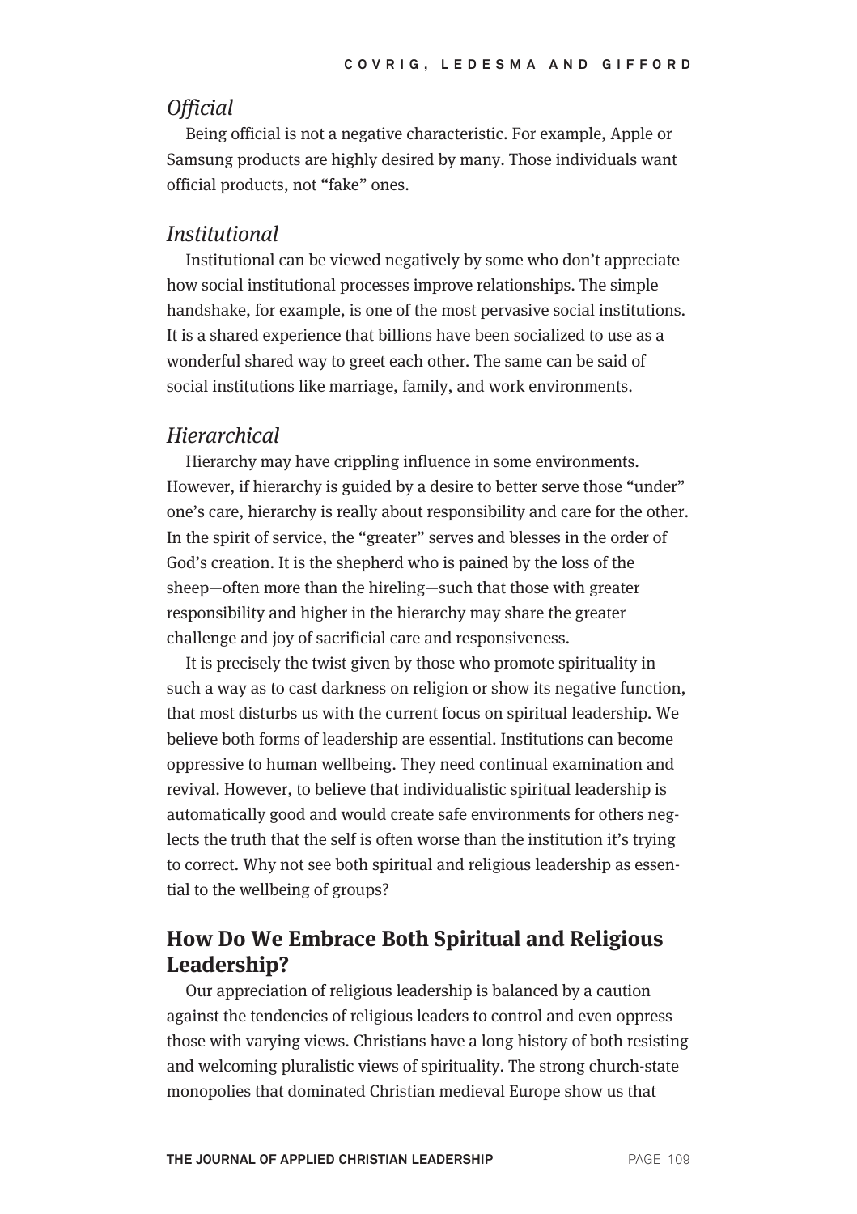*Official*

Being official is not a negative characteristic. For example, Apple or Samsung products are highly desired by many. Those individuals want official products, not "fake" ones.

*Institutional*

Institutional can be viewed negatively by some who don't appreciate how social institutional processes improve relationships. The simple handshake, for example, is one of the most pervasive social institutions. It is a shared experience that billions have been socialized to use as a wonderful shared way to greet each other. The same can be said of social institutions like marriage, family, and work environments.

*Hierarchical*

Hierarchy may have crippling influence in some environments. However, if hierarchy is guided by a desire to better serve those "under" one's care, hierarchy is really about responsibility and care for the other. In the spirit of service, the "greater" serves and blesses in the order of God's creation. It is the shepherd who is pained by the loss of the sheep—often more than the hireling—such that those with greater responsibility and higher in the hierarchy may share the greater challenge and joy of sacrificial care and responsiveness.

It is precisely the twist given by those who promote spirituality in such a way as to cast darkness on religion or show its negative function, that most disturbs us with the current focus on spiritual leadership. We believe both forms of leadership are essential. Institutions can become oppressive to human wellbeing. They need continual examination and revival. However, to believe that individualistic spiritual leadership is automatically good and would create safe environments for others neglects the truth that the self is often worse than the institution it's trying to correct. Why not see both spiritual and religious leadership as essential to the wellbeing of groups?

## How Do We Embrace Both Spiritual and Religious Leadership?

Our appreciation of religious leadership is balanced by a caution against the tendencies of religious leaders to control and even oppress those with varying views. Christians have a long history of both resisting and welcoming pluralistic views of spirituality. The strong church-state monopolies that dominated Christian medieval Europe show us that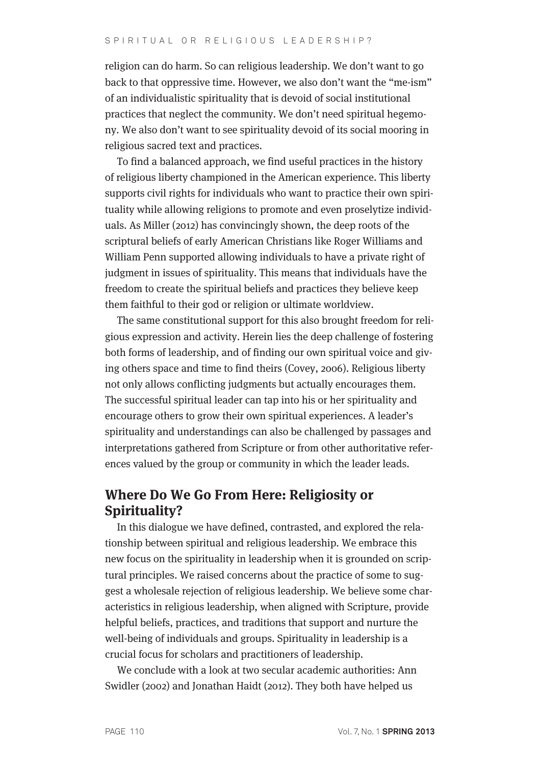religion can do harm. So can religious leadership. We don't want to go back to that oppressive time. However, we also don't want the "me-ism" of an individualistic spirituality that is devoid of social institutional practices that neglect the community. We don't need spiritual hegemony. We also don't want to see spirituality devoid of its social mooring in religious sacred text and practices.

To find a balanced approach, we find useful practices in the history of religious liberty championed in the American experience. This liberty supports civil rights for individuals who want to practice their own spirituality while allowing religions to promote and even proselytize individuals. As Miller (2012) has convincingly shown, the deep roots of the scriptural beliefs of early American Christians like Roger Williams and William Penn supported allowing individuals to have a private right of judgment in issues of spirituality. This means that individuals have the freedom to create the spiritual beliefs and practices they believe keep them faithful to their god or religion or ultimate worldview.

The same constitutional support for this also brought freedom for religious expression and activity. Herein lies the deep challenge of fostering both forms of leadership, and of finding our own spiritual voice and giving others space and time to find theirs (Covey, 2006). Religious liberty not only allows conflicting judgments but actually encourages them. The successful spiritual leader can tap into his or her spirituality and encourage others to grow their own spiritual experiences. A leader's spirituality and understandings can also be challenged by passages and interpretations gathered from Scripture or from other authoritative references valued by the group or community in which the leader leads.

## Where Do We Go From Here: Religiosity or Spirituality?

In this dialogue we have defined, contrasted, and explored the relationship between spiritual and religious leadership. We embrace this new focus on the spirituality in leadership when it is grounded on scriptural principles. We raised concerns about the practice of some to suggest a wholesale rejection of religious leadership. We believe some characteristics in religious leadership, when aligned with Scripture, provide helpful beliefs, practices, and traditions that support and nurture the well-being of individuals and groups. Spirituality in leadership is a crucial focus for scholars and practitioners of leadership.

We conclude with a look at two secular academic authorities: Ann Swidler (2002) and Jonathan Haidt (2012). They both have helped us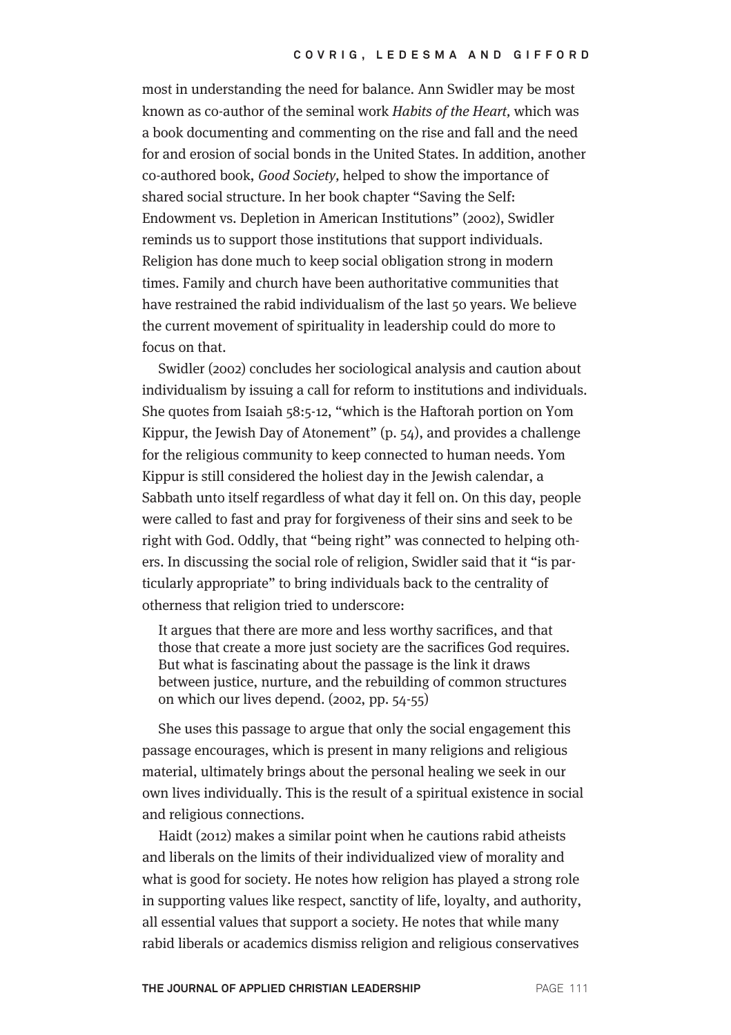most in understanding the need for balance. Ann Swidler may be most known as co-author of the seminal work *Habits of the Heart,* which was a book documenting and commenting on the rise and fall and the need for and erosion of social bonds in the United States. In addition, another co-authored book, *Good Society*, helped to show the importance of shared social structure. In her book chapter "Saving the Self: Endowment vs. Depletion in American Institutions" (2002), Swidler reminds us to support those institutions that support individuals. Religion has done much to keep social obligation strong in modern times. Family and church have been authoritative communities that have restrained the rabid individualism of the last 50 years. We believe the current movement of spirituality in leadership could do more to focus on that.

Swidler (2002) concludes her sociological analysis and caution about individualism by issuing a call for reform to institutions and individuals. She quotes from Isaiah 58:5-12, "which is the Haftorah portion on Yom Kippur, the Jewish Day of Atonement" (p. 54), and provides a challenge for the religious community to keep connected to human needs. Yom Kippur is still considered the holiest day in the Jewish calendar, a Sabbath unto itself regardless of what day it fell on. On this day, people were called to fast and pray for forgiveness of their sins and seek to be right with God. Oddly, that "being right" was connected to helping others. In discussing the social role of religion, Swidler said that it "is particularly appropriate" to bring individuals back to the centrality of otherness that religion tried to underscore:

> It argues that there are more and less worthy sacrifices, and that those that create a more just society are the sacrifices God requires. But what is fascinating about the passage is the link it draws between justice, nurture, and the rebuilding of common structures on which our lives depend. (2002, pp. 54-55)

She uses this passage to argue that only the social engagement this passage encourages, which is present in many religions and religious material, ultimately brings about the personal healing we seek in our own lives individually. This is the result of a spiritual existence in social and religious connections.

Haidt (2012) makes a similar point when he cautions rabid atheists and liberals on the limits of their individualized view of morality and what is good for society. He notes how religion has played a strong role in supporting values like respect, sanctity of life, loyalty, and authority, all essential values that support a society. He notes that while many rabid liberals or academics dismiss religion and religious conservatives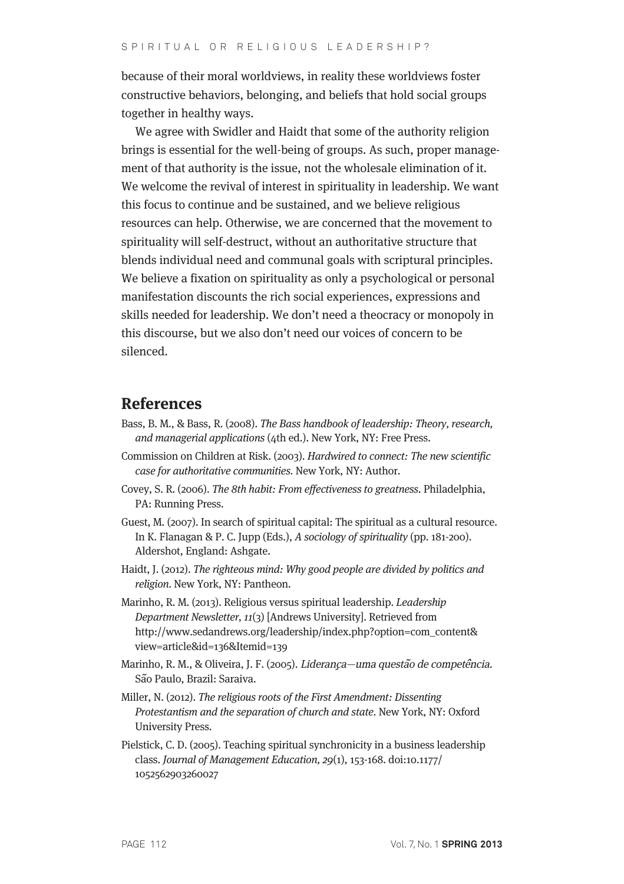because of their moral worldviews, in reality these worldviews foster constructive behaviors, belonging, and beliefs that hold social groups together in healthy ways.

We agree with Swidler and Haidt that some of the authority religion brings is essential for the well-being of groups. As such, proper management of that authority is the issue, not the wholesale elimination of it. We welcome the revival of interest in spirituality in leadership. We want this focus to continue and be sustained, and we believe religious resources can help. Otherwise, we are concerned that the movement to spirituality will self-destruct, without an authoritative structure that blends individual need and communal goals with scriptural principles. We believe a fixation on spirituality as only a psychological or personal manifestation discounts the rich social experiences, expressions and skills needed for leadership. We don't need a theocracy or monopoly in this discourse, but we also don't need our voices of concern to be silenced.

## References

Bass, B. M., & Bass, R. (2008). *The Bass handbook of leadership: Theory, research, and managerial applications* (4th ed.). New York, NY: Free Press.

Commission on Children at Risk. (2003). *Hardwired to connect: The new scientific case for authoritative communities*. New York, NY: Author.

Covey, S. R. (2006). *The 8th habit: From effectiveness to greatness*. Philadelphia, PA: Running Press.

Guest, M. (2007). In search of spiritual capital: The spiritual as a cultural resource. In K. Flanagan & P. C. Jupp (Eds.), *A sociology of spirituality* (pp. 181-200). Aldershot, England: Ashgate.

Haidt, J. (2012). *The righteous mind: Why good people are divided by politics and religion*. New York, NY: Pantheon.

Marinho, R. M. (2013). Religious versus spiritual leadership. *Leadership Department Newsletter, 11*(3) [Andrews University]. Retrieved from http://www.sedandrews.org/leadership/index.php?option=com_content&view=article&id=136&Itemid=139

Marinho, R. M., & Oliveira, J. F. (2005). *Liderança—uma questão de competência*. São Paulo, Brazil: Saraiva.

Miller, N. (2012). *The religious roots of the First Amendment: Dissenting Protestantism and the separation of church and state*. New York, NY: Oxford University Press.

Pielstick, C. D. (2005). Teaching spiritual synchronicity in a business leadership class. *Journal of Management Education, 29*(1), 153-168. doi:10.1177/1052562903260027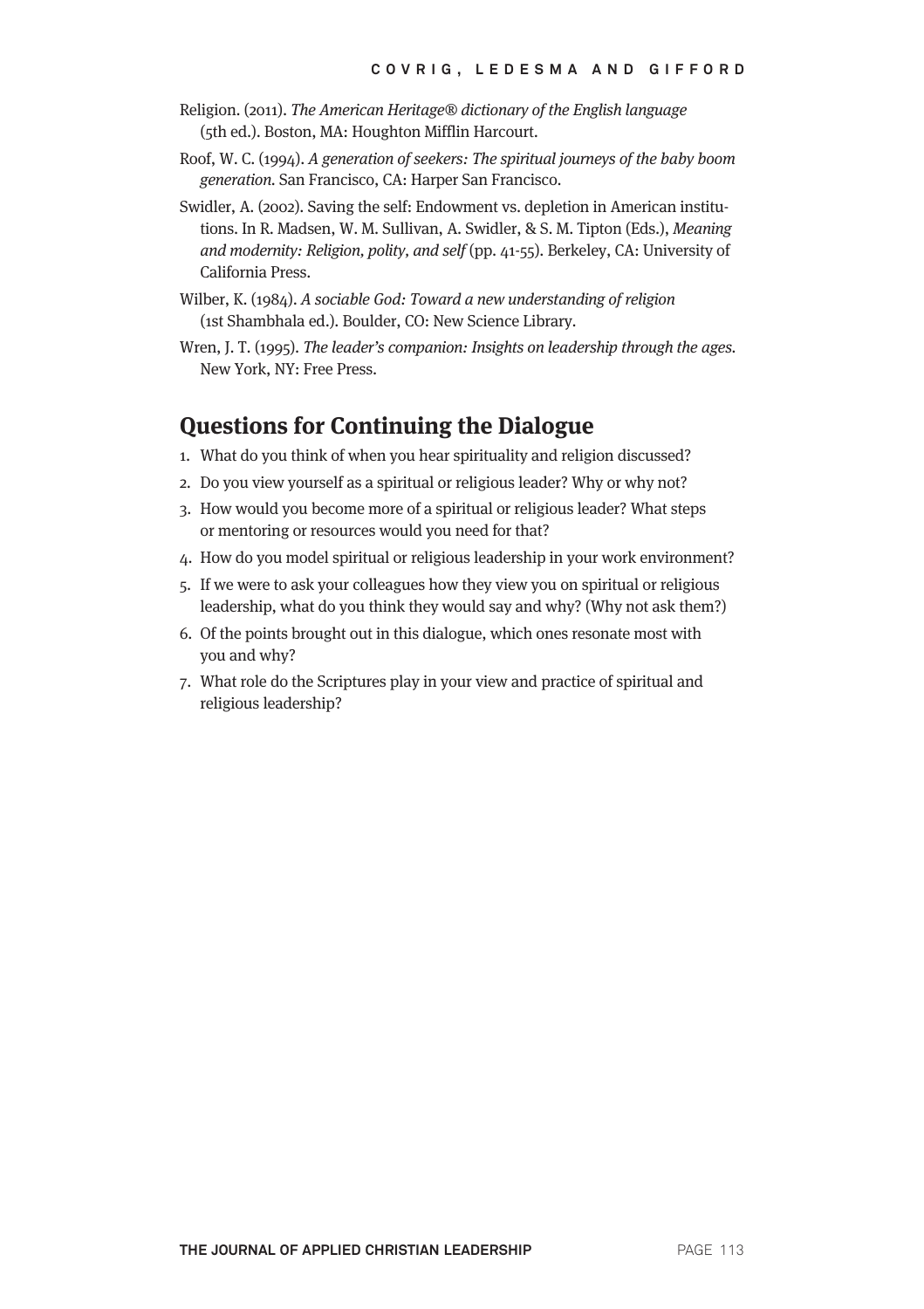Religion. (2011). *The American Heritage® dictionary of the English language* (5th ed.). Boston, MA: Houghton Mifflin Harcourt.

Roof, W. C. (1994). *A generation of seekers: The spiritual journeys of the baby boom generation.* San Francisco, CA: Harper San Francisco.

Swidler, A. (2002). Saving the self: Endowment vs. depletion in American institutions. In R. Madsen, W. M. Sullivan, A. Swidler, & S. M. Tipton (Eds.), *Meaning and modernity: Religion, polity, and self* (pp. 41-55). Berkeley, CA: University of California Press.

Wilber, K. (1984). *A sociable God: Toward a new understanding of religion* (1st Shambhala ed.). Boulder, CO: New Science Library.

Wren, J. T. (1995). *The leader's companion: Insights on leadership through the ages.* New York, NY: Free Press.

## Questions for Continuing the Dialogue

1. What do you think of when you hear spirituality and religion discussed?
2. Do you view yourself as a spiritual or religious leader? Why or why not?
3. How would you become more of a spiritual or religious leader? What steps or mentoring or resources would you need for that?
4. How do you model spiritual or religious leadership in your work environment?
5. If we were to ask your colleagues how they view you on spiritual or religious leadership, what do you think they would say and why? (Why not ask them?)
6. Of the points brought out in this dialogue, which ones resonate most with you and why?
7. What role do the Scriptures play in your view and practice of spiritual and religious leadership?